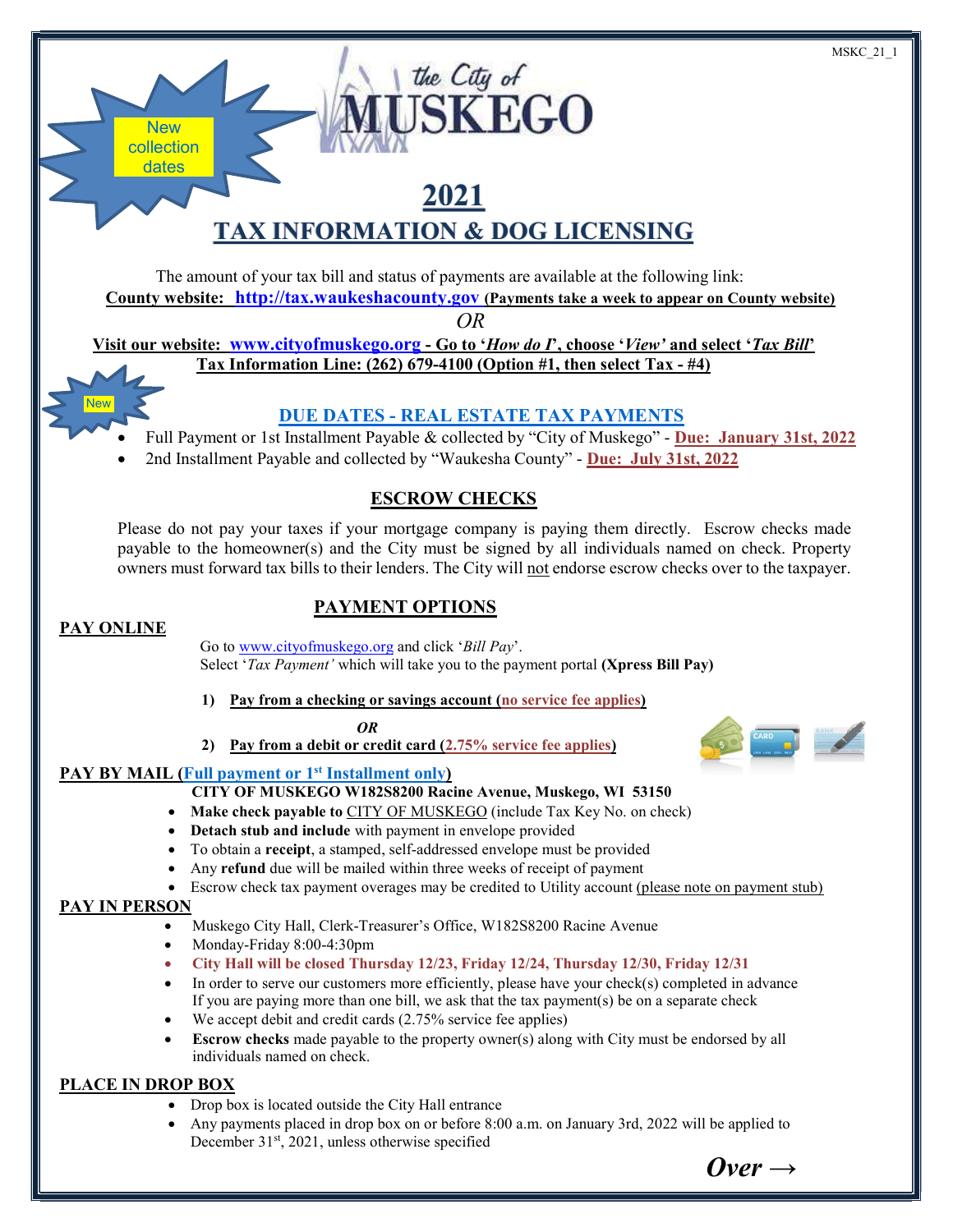MSKC_21_1

New collection dates

the City of MUSKEGO

# 2021

# TAX INFORMATION & DOG LICENSING

The amount of your tax bill and status of payments are available at the following link:

**County website: http://tax.waukeshacounty.gov (Payments take a week to appear on County website)**

*OR*

**Visit our website: www.cityofmuskego.org - Go to '*How do I*', choose '*View*' and select '*Tax Bill*'**

**Tax Information Line: (262) 679-4100 (Option #1, then select Tax - #4)**

New

## DUE DATES - REAL ESTATE TAX PAYMENTS

- Full Payment or 1st Installment Payable & collected by "City of Muskego" - **Due: January 31st, 2022**
- 2nd Installment Payable and collected by "Waukesha County" - **Due: July 31st, 2022**

## ESCROW CHECKS

Please do not pay your taxes if your mortgage company is paying them directly. Escrow checks made payable to the homeowner(s) and the City must be signed by all individuals named on check. Property owners must forward tax bills to their lenders. The City will not endorse escrow checks over to the taxpayer.

## PAYMENT OPTIONS

### PAY ONLINE

Go to www.cityofmuskego.org and click '*Bill Pay*'.
Select '*Tax Payment'* which will take you to the payment portal **(Xpress Bill Pay)**

1) **Pay from a checking or savings account (no service fee applies)**

*OR*

2) **Pay from a debit or credit card (2.75% service fee applies)**

### PAY BY MAIL (Full payment or 1st Installment only)

**CITY OF MUSKEGO W182S8200 Racine Avenue, Muskego, WI 53150**

- **Make check payable to** CITY OF MUSKEGO (include Tax Key No. on check)
- **Detach stub and include** with payment in envelope provided
- To obtain a **receipt**, a stamped, self-addressed envelope must be provided
- Any **refund** due will be mailed within three weeks of receipt of payment
- Escrow check tax payment overages may be credited to Utility account (please note on payment stub)

### PAY IN PERSON

- Muskego City Hall, Clerk-Treasurer's Office, W182S8200 Racine Avenue
- Monday-Friday 8:00-4:30pm
- **City Hall will be closed Thursday 12/23, Friday 12/24, Thursday 12/30, Friday 12/31**
- In order to serve our customers more efficiently, please have your check(s) completed in advance. If you are paying more than one bill, we ask that the tax payment(s) be on a separate check
- We accept debit and credit cards (2.75% service fee applies)
- **Escrow checks** made payable to the property owner(s) along with City must be endorsed by all individuals named on check.

### PLACE IN DROP BOX

- Drop box is located outside the City Hall entrance
- Any payments placed in drop box on or before 8:00 a.m. on January 3rd, 2022 will be applied to December 31st, 2021, unless otherwise specified

***Over →***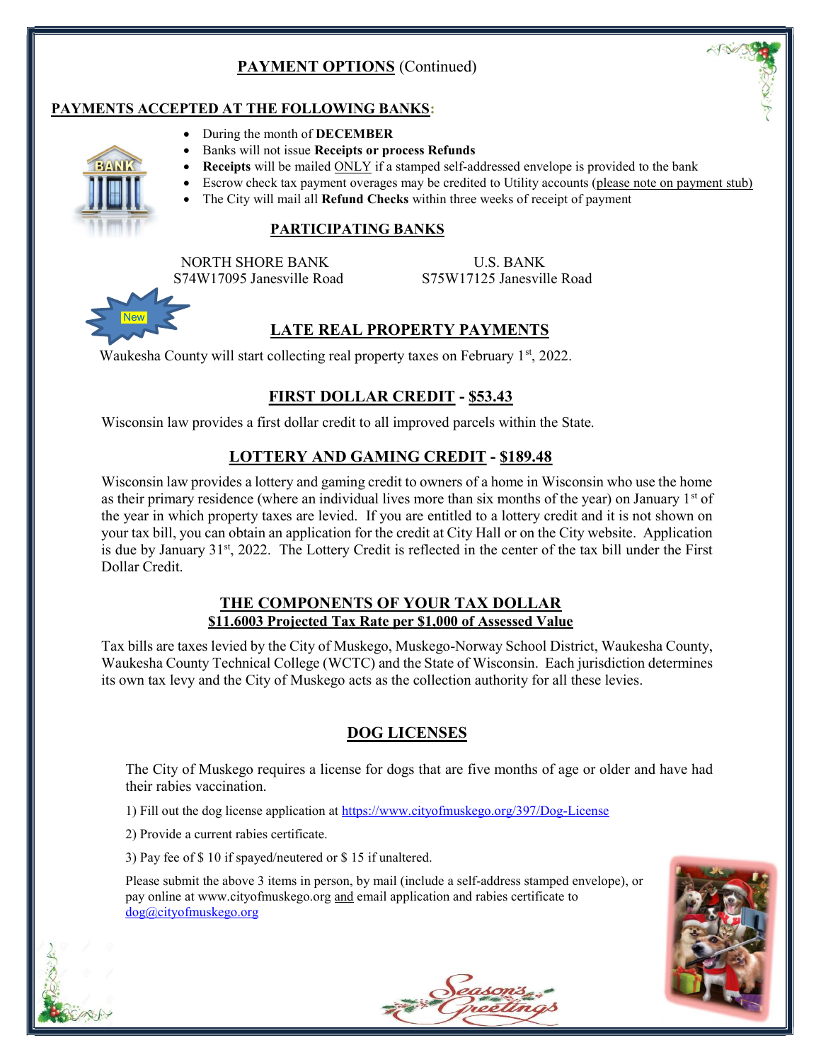## PAYMENT OPTIONS (Continued)

### PAYMENTS ACCEPTED AT THE FOLLOWING BANKS:

- During the month of **DECEMBER**
- Banks will not issue **Receipts or process Refunds**
- **Receipts** will be mailed ONLY if a stamped self-addressed envelope is provided to the bank
- Escrow check tax payment overages may be credited to Utility accounts (please note on payment stub)
- The City will mail all **Refund Checks** within three weeks of receipt of payment

### PARTICIPATING BANKS

| | |
|---|---|
| NORTH SHORE BANK<br>S74W17095 Janesville Road | U.S. BANK<br>S75W17125 Janesville Road |

New

### LATE REAL PROPERTY PAYMENTS

Waukesha County will start collecting real property taxes on February 1st, 2022.

### FIRST DOLLAR CREDIT - $53.43

Wisconsin law provides a first dollar credit to all improved parcels within the State.

### LOTTERY AND GAMING CREDIT - $189.48

Wisconsin law provides a lottery and gaming credit to owners of a home in Wisconsin who use the home as their primary residence (where an individual lives more than six months of the year) on January 1st of the year in which property taxes are levied. If you are entitled to a lottery credit and it is not shown on your tax bill, you can obtain an application for the credit at City Hall or on the City website. Application is due by January 31st, 2022. The Lottery Credit is reflected in the center of the tax bill under the First Dollar Credit.

### THE COMPONENTS OF YOUR TAX DOLLAR

**$11.6003 Projected Tax Rate per $1,000 of Assessed Value**

Tax bills are taxes levied by the City of Muskego, Muskego-Norway School District, Waukesha County, Waukesha County Technical College (WCTC) and the State of Wisconsin. Each jurisdiction determines its own tax levy and the City of Muskego acts as the collection authority for all these levies.

### DOG LICENSES

The City of Muskego requires a license for dogs that are five months of age or older and have had their rabies vaccination.

1) Fill out the dog license application at https://www.cityofmuskego.org/397/Dog-License

2) Provide a current rabies certificate.

3) Pay fee of $ 10 if spayed/neutered or $ 15 if unaltered.

Please submit the above 3 items in person, by mail (include a self-address stamped envelope), or pay online at www.cityofmuskego.org and email application and rabies certificate to dog@cityofmuskego.org

Seasons Greetings